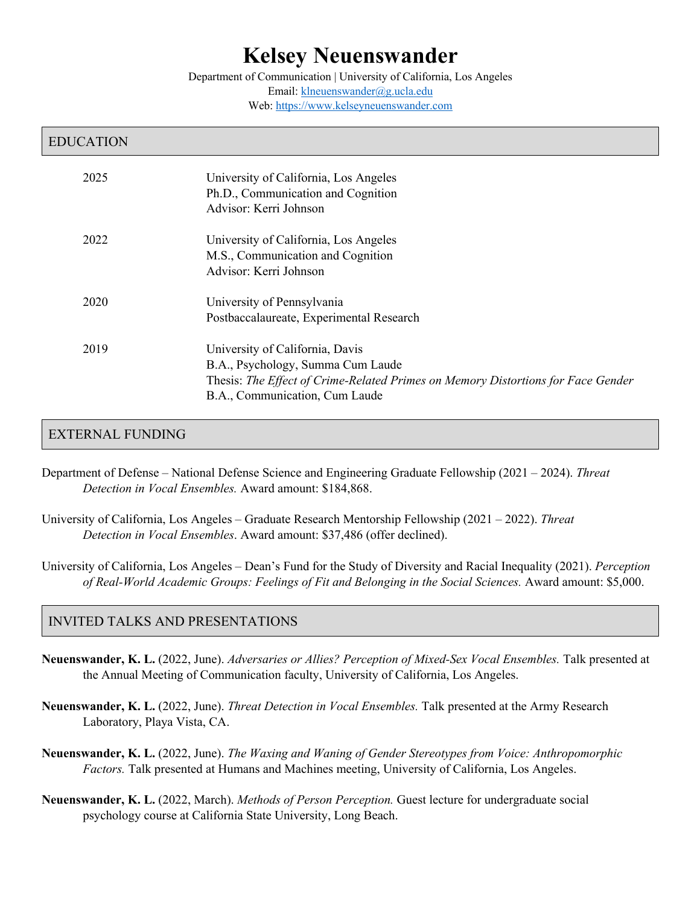# Kelsey Neuenswander

Department of Communication | University of California, Los Angeles
Email: klneuenswander@g.ucla.edu
Web: https://www.kelseyneuenswander.com

## EDUCATION

| | |
|---|---|
| 2025 | University of California, Los Angeles<br>Ph.D., Communication and Cognition<br>Advisor: Kerri Johnson |
| 2022 | University of California, Los Angeles<br>M.S., Communication and Cognition<br>Advisor: Kerri Johnson |
| 2020 | University of Pennsylvania<br>Postbaccalaureate, Experimental Research |
| 2019 | University of California, Davis<br>B.A., Psychology, Summa Cum Laude<br>Thesis: *The Effect of Crime-Related Primes on Memory Distortions for Face Gender*<br>B.A., Communication, Cum Laude |

## EXTERNAL FUNDING

Department of Defense – National Defense Science and Engineering Graduate Fellowship (2021 – 2024). *Threat Detection in Vocal Ensembles.* Award amount: $184,868.

University of California, Los Angeles – Graduate Research Mentorship Fellowship (2021 – 2022). *Threat Detection in Vocal Ensembles*. Award amount: $37,486 (offer declined).

University of California, Los Angeles – Dean's Fund for the Study of Diversity and Racial Inequality (2021). *Perception of Real-World Academic Groups: Feelings of Fit and Belonging in the Social Sciences.* Award amount: $5,000.

## INVITED TALKS AND PRESENTATIONS

**Neuenswander, K. L.** (2022, June). *Adversaries or Allies? Perception of Mixed-Sex Vocal Ensembles.* Talk presented at the Annual Meeting of Communication faculty, University of California, Los Angeles.

**Neuenswander, K. L.** (2022, June). *Threat Detection in Vocal Ensembles.* Talk presented at the Army Research Laboratory, Playa Vista, CA.

**Neuenswander, K. L.** (2022, June). *The Waxing and Waning of Gender Stereotypes from Voice: Anthropomorphic Factors.* Talk presented at Humans and Machines meeting, University of California, Los Angeles.

**Neuenswander, K. L.** (2022, March). *Methods of Person Perception.* Guest lecture for undergraduate social psychology course at California State University, Long Beach.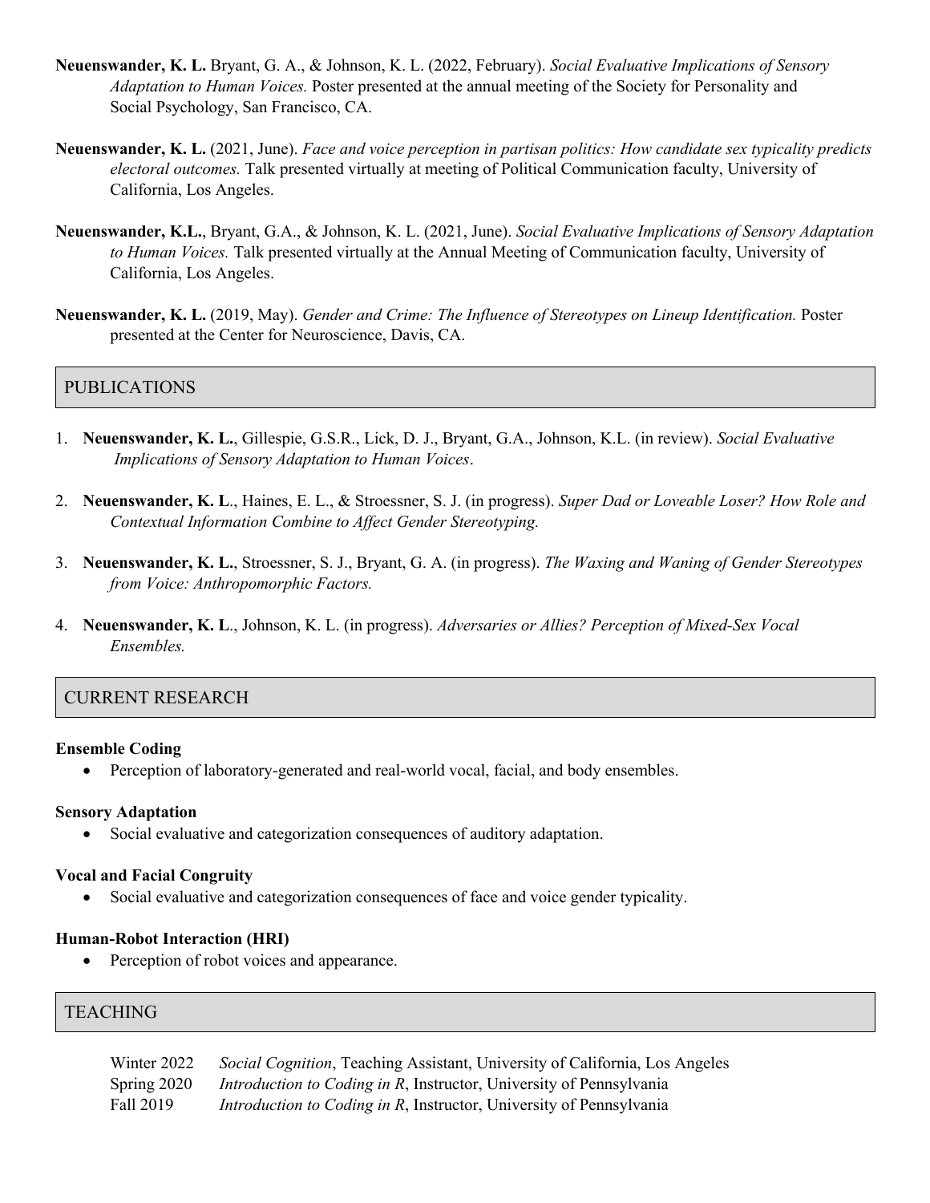**Neuenswander, K. L.** Bryant, G. A., & Johnson, K. L. (2022, February). *Social Evaluative Implications of Sensory Adaptation to Human Voices.* Poster presented at the annual meeting of the Society for Personality and Social Psychology, San Francisco, CA.

**Neuenswander, K. L.** (2021, June). *Face and voice perception in partisan politics: How candidate sex typicality predicts electoral outcomes.* Talk presented virtually at meeting of Political Communication faculty, University of California, Los Angeles.

**Neuenswander, K.L.**, Bryant, G.A., & Johnson, K. L. (2021, June). *Social Evaluative Implications of Sensory Adaptation to Human Voices.* Talk presented virtually at the Annual Meeting of Communication faculty, University of California, Los Angeles.

**Neuenswander, K. L.** (2019, May). *Gender and Crime: The Influence of Stereotypes on Lineup Identification.* Poster presented at the Center for Neuroscience, Davis, CA.

## PUBLICATIONS

1. **Neuenswander, K. L.**, Gillespie, G.S.R., Lick, D. J., Bryant, G.A., Johnson, K.L. (in review). *Social Evaluative Implications of Sensory Adaptation to Human Voices*.
2. **Neuenswander, K. L**., Haines, E. L., & Stroessner, S. J. (in progress). *Super Dad or Loveable Loser? How Role and Contextual Information Combine to Affect Gender Stereotyping.*
3. **Neuenswander, K. L.**, Stroessner, S. J., Bryant, G. A. (in progress). *The Waxing and Waning of Gender Stereotypes from Voice: Anthropomorphic Factors.*
4. **Neuenswander, K. L**., Johnson, K. L. (in progress). *Adversaries or Allies? Perception of Mixed-Sex Vocal Ensembles.*

## CURRENT RESEARCH

**Ensemble Coding**

- Perception of laboratory-generated and real-world vocal, facial, and body ensembles.

**Sensory Adaptation**

- Social evaluative and categorization consequences of auditory adaptation.

**Vocal and Facial Congruity**

- Social evaluative and categorization consequences of face and voice gender typicality.

**Human-Robot Interaction (HRI)**

- Perception of robot voices and appearance.

## TEACHING

| | |
|---|---|
| Winter 2022 | *Social Cognition*, Teaching Assistant, University of California, Los Angeles |
| Spring 2020 | *Introduction to Coding in R*, Instructor, University of Pennsylvania |
| Fall 2019 | *Introduction to Coding in R*, Instructor, University of Pennsylvania |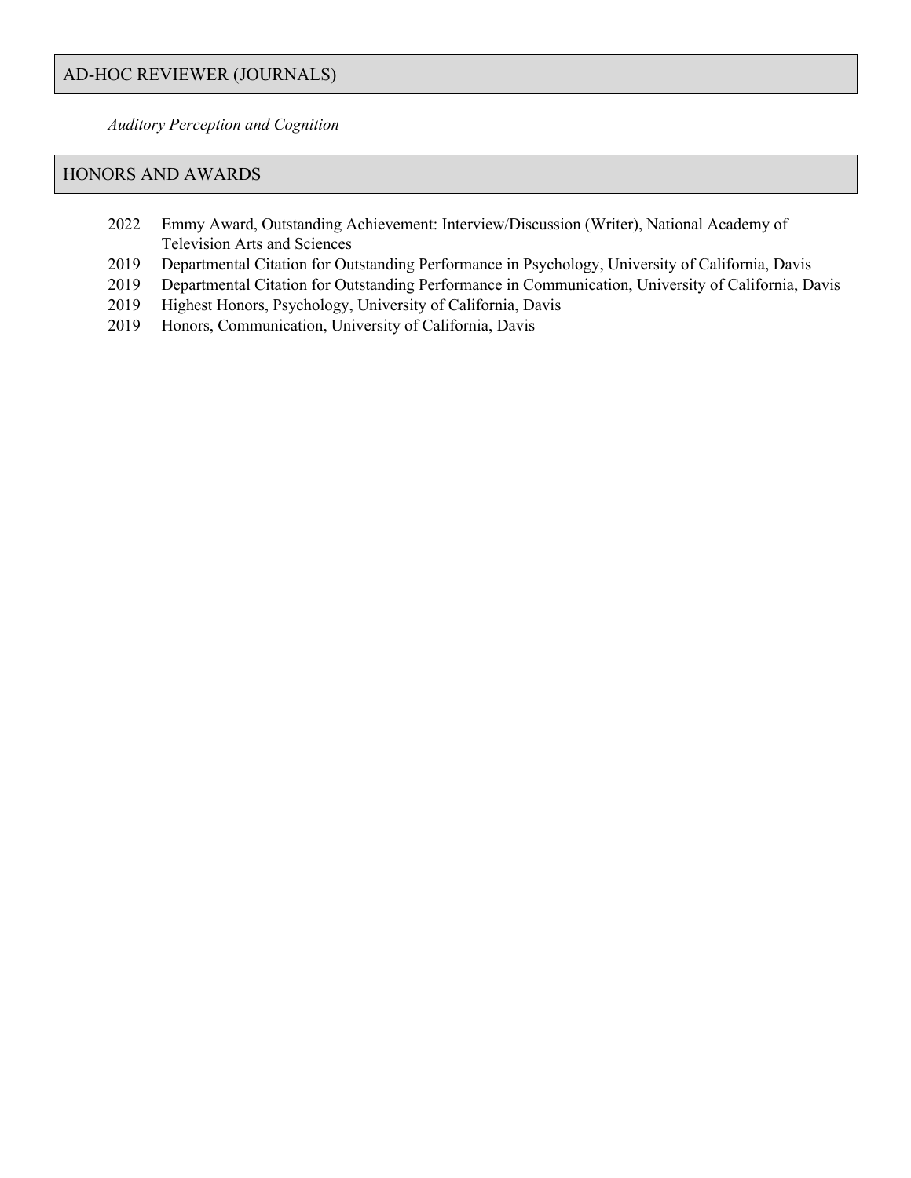## AD-HOC REVIEWER (JOURNALS)

*Auditory Perception and Cognition*

## HONORS AND AWARDS

2022 Emmy Award, Outstanding Achievement: Interview/Discussion (Writer), National Academy of Television Arts and Sciences

2019 Departmental Citation for Outstanding Performance in Psychology, University of California, Davis

2019 Departmental Citation for Outstanding Performance in Communication, University of California, Davis

2019 Highest Honors, Psychology, University of California, Davis

2019 Honors, Communication, University of California, Davis